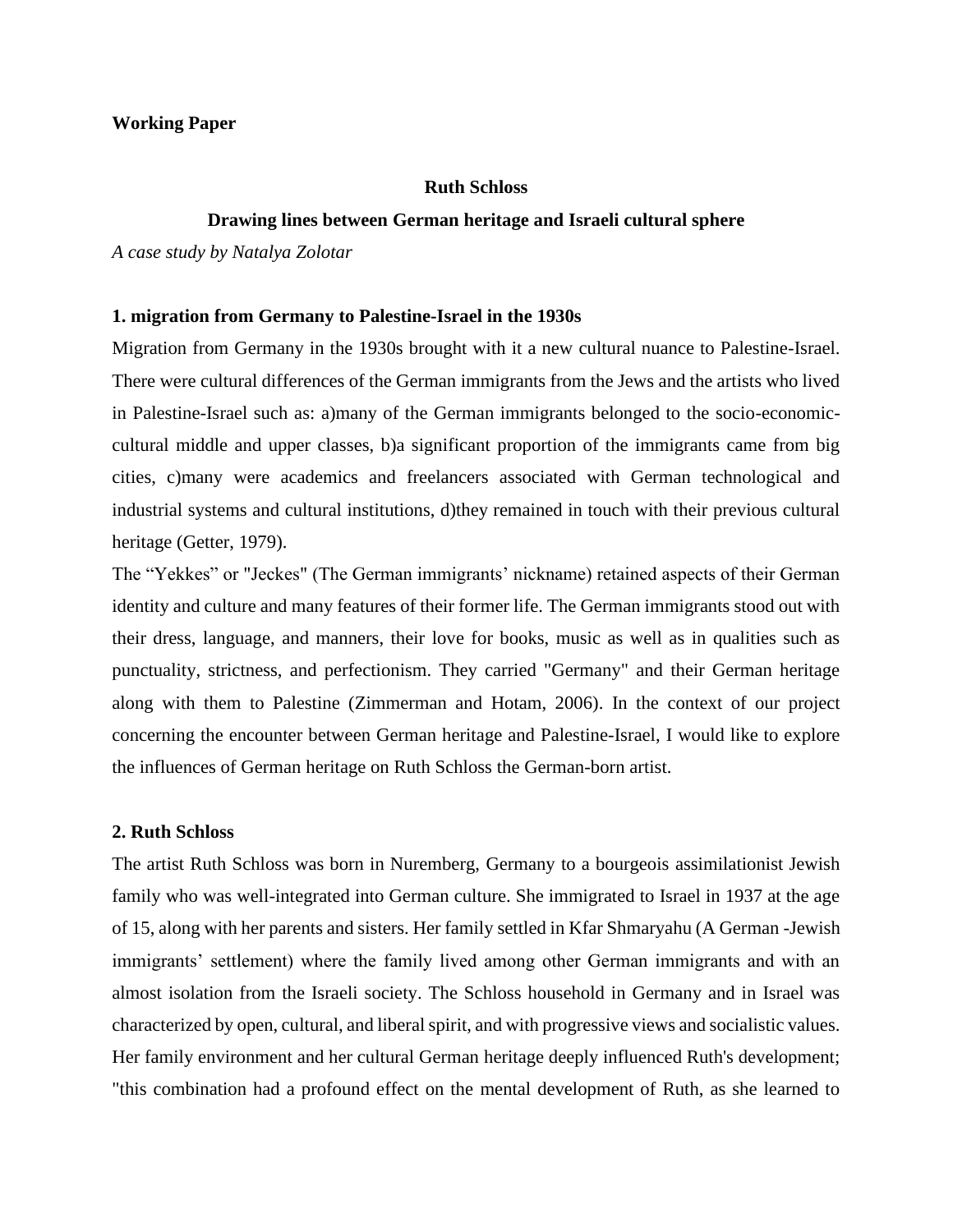**Working Paper**

**Ruth Schloss**

**Drawing lines between German heritage and Israeli cultural sphere**

*A case study by Natalya Zolotar*

## 1. migration from Germany to Palestine-Israel in the 1930s

Migration from Germany in the 1930s brought with it a new cultural nuance to Palestine-Israel. There were cultural differences of the German immigrants from the Jews and the artists who lived in Palestine-Israel such as: a)many of the German immigrants belonged to the socio-economic-cultural middle and upper classes, b)a significant proportion of the immigrants came from big cities, c)many were academics and freelancers associated with German technological and industrial systems and cultural institutions, d)they remained in touch with their previous cultural heritage (Getter, 1979).

The “Yekkes” or "Jeckes" (The German immigrants’ nickname) retained aspects of their German identity and culture and many features of their former life. The German immigrants stood out with their dress, language, and manners, their love for books, music as well as in qualities such as punctuality, strictness, and perfectionism. They carried "Germany" and their German heritage along with them to Palestine (Zimmerman and Hotam, 2006). In the context of our project concerning the encounter between German heritage and Palestine-Israel, I would like to explore the influences of German heritage on Ruth Schloss the German-born artist.

## 2. Ruth Schloss

The artist Ruth Schloss was born in Nuremberg, Germany to a bourgeois assimilationist Jewish family who was well-integrated into German culture. She immigrated to Israel in 1937 at the age of 15, along with her parents and sisters. Her family settled in Kfar Shmaryahu (A German -Jewish immigrants’ settlement) where the family lived among other German immigrants and with an almost isolation from the Israeli society. The Schloss household in Germany and in Israel was characterized by open, cultural, and liberal spirit, and with progressive views and socialistic values. Her family environment and her cultural German heritage deeply influenced Ruth's development; "this combination had a profound effect on the mental development of Ruth, as she learned to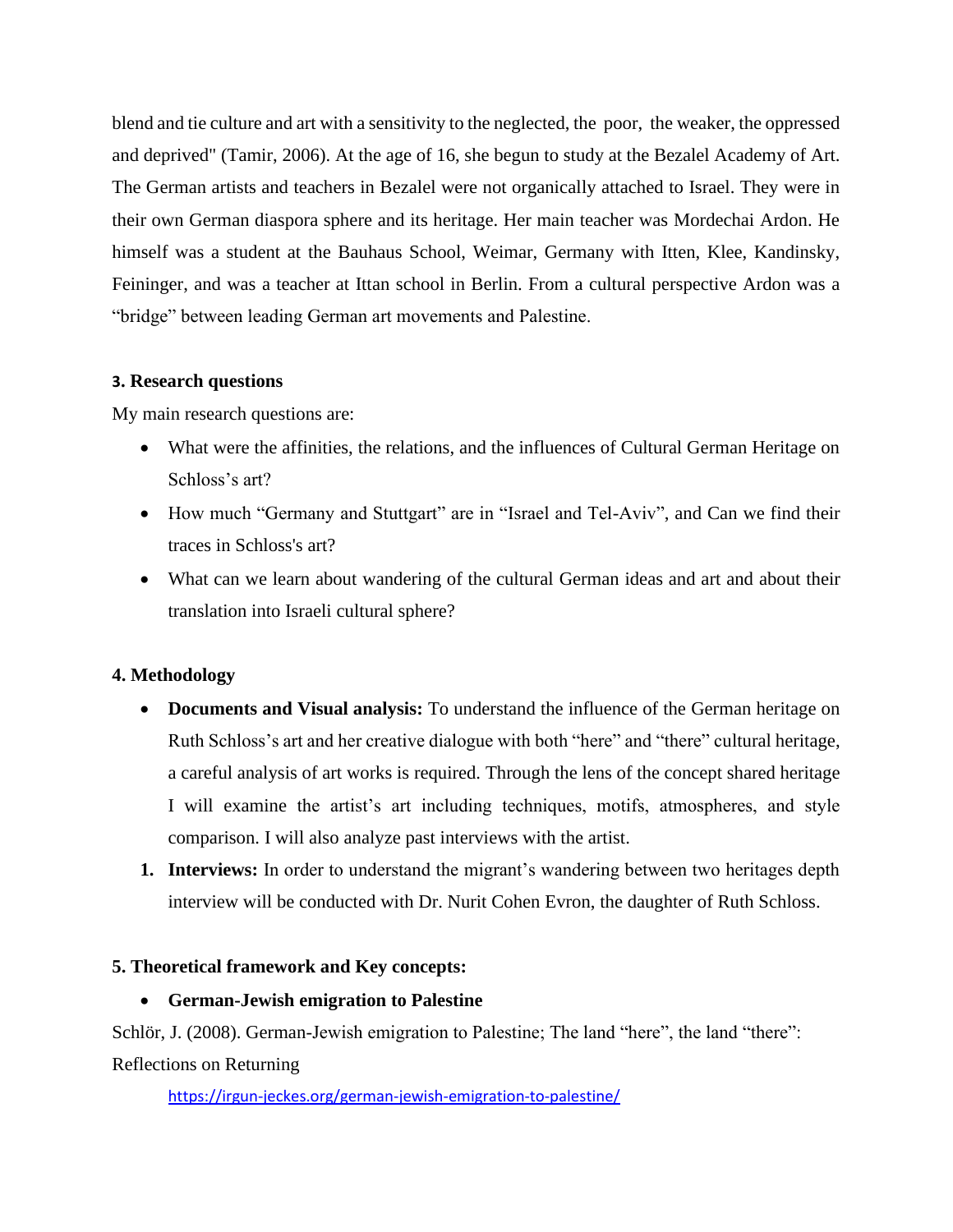blend and tie culture and art with a sensitivity to the neglected, the poor, the weaker, the oppressed and deprived" (Tamir, 2006). At the age of 16, she begun to study at the Bezalel Academy of Art. The German artists and teachers in Bezalel were not organically attached to Israel. They were in their own German diaspora sphere and its heritage. Her main teacher was Mordechai Ardon. He himself was a student at the Bauhaus School, Weimar, Germany with Itten, Klee, Kandinsky, Feininger, and was a teacher at Ittan school in Berlin. From a cultural perspective Ardon was a "bridge" between leading German art movements and Palestine.

### 3. Research questions

My main research questions are:

- What were the affinities, the relations, and the influences of Cultural German Heritage on Schloss's art?
- How much "Germany and Stuttgart" are in "Israel and Tel-Aviv", and Can we find their traces in Schloss's art?
- What can we learn about wandering of the cultural German ideas and art and about their translation into Israeli cultural sphere?

### 4. Methodology

- **Documents and Visual analysis:** To understand the influence of the German heritage on Ruth Schloss's art and her creative dialogue with both "here" and "there" cultural heritage, a careful analysis of art works is required. Through the lens of the concept shared heritage I will examine the artist's art including techniques, motifs, atmospheres, and style comparison. I will also analyze past interviews with the artist.

1. **Interviews:** In order to understand the migrant's wandering between two heritages depth interview will be conducted with Dr. Nurit Cohen Evron, the daughter of Ruth Schloss.

### 5. Theoretical framework and Key concepts:

- **German-Jewish emigration to Palestine**

Schlör, J. (2008). German-Jewish emigration to Palestine; The land "here", the land "there": Reflections on Returning

https://irgun-jeckes.org/german-jewish-emigration-to-palestine/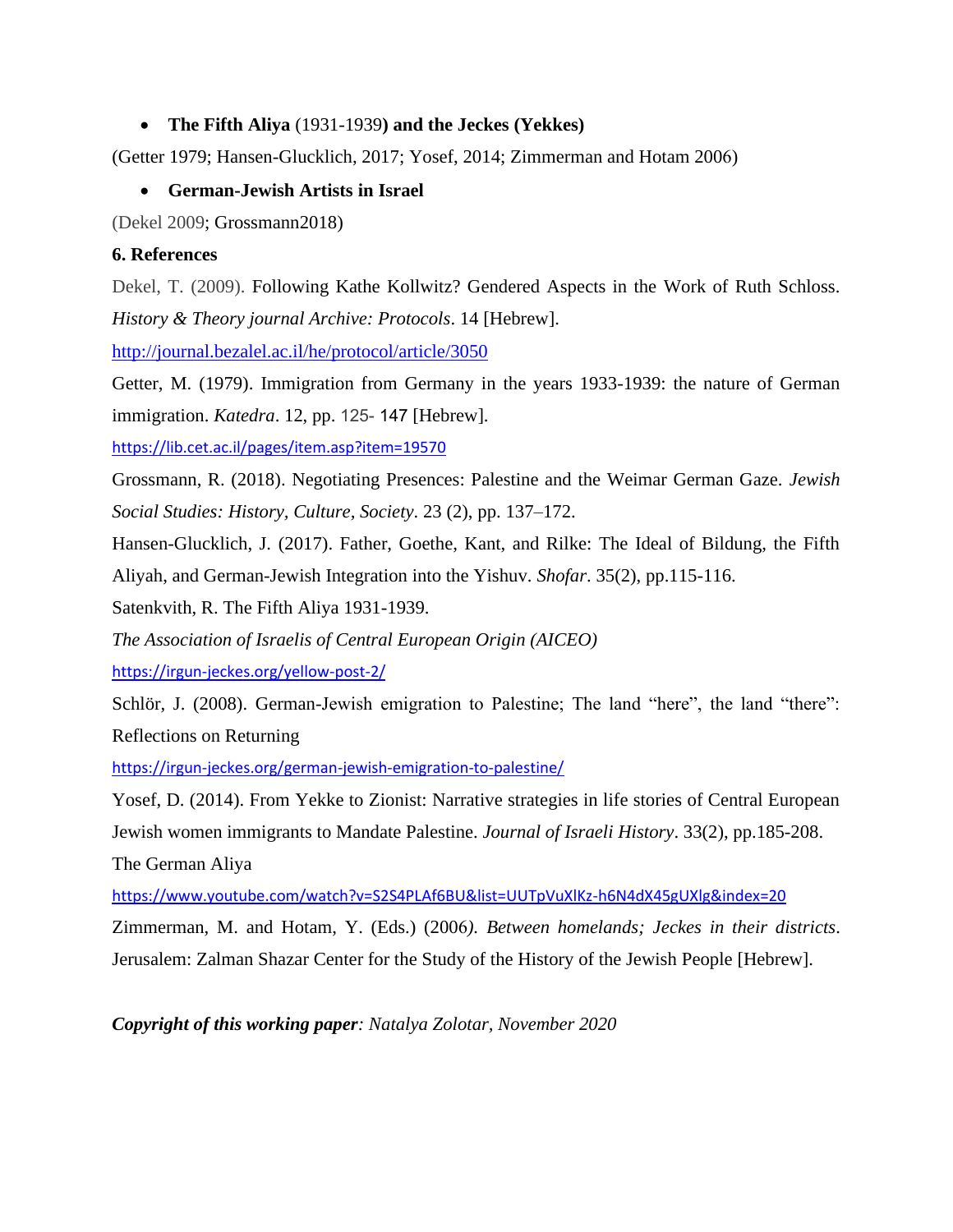- **The Fifth Aliya** (1931-1939**) and the Jeckes (Yekkes)**

(Getter 1979; Hansen-Glucklich, 2017; Yosef, 2014; Zimmerman and Hotam 2006)

- **German-Jewish Artists in Israel**

(Dekel 2009; Grossmann2018)

**6. References**

Dekel, T. (2009). Following Kathe Kollwitz? Gendered Aspects in the Work of Ruth Schloss. *History & Theory journal Archive: Protocols*. 14 [Hebrew].

http://journal.bezalel.ac.il/he/protocol/article/3050

Getter, M. (1979). Immigration from Germany in the years 1933-1939: the nature of German immigration. *Katedra*. 12, pp. 125- 147 [Hebrew].

https://lib.cet.ac.il/pages/item.asp?item=19570

Grossmann, R. (2018). Negotiating Presences: Palestine and the Weimar German Gaze. *Jewish Social Studies: History, Culture, Society*. 23 (2), pp. 137–172.

Hansen-Glucklich, J. (2017). Father, Goethe, Kant, and Rilke: The Ideal of Bildung, the Fifth Aliyah, and German-Jewish Integration into the Yishuv. *Shofar*. 35(2), pp.115-116.

Satenkvith, R. The Fifth Aliya 1931-1939.

*The Association of Israelis of Central European Origin (AICEO)*

https://irgun-jeckes.org/yellow-post-2/

Schlör, J. (2008). German-Jewish emigration to Palestine; The land "here", the land "there": Reflections on Returning

https://irgun-jeckes.org/german-jewish-emigration-to-palestine/

Yosef, D. (2014). From Yekke to Zionist: Narrative strategies in life stories of Central European Jewish women immigrants to Mandate Palestine. *Journal of Israeli History*. 33(2), pp.185-208.

The German Aliya

https://www.youtube.com/watch?v=S2S4PLAf6BU&list=UUTpVuXlKz-h6N4dX45gUXlg&index=20

Zimmerman, M. and Hotam, Y. (Eds.) (2006*). Between homelands; Jeckes in their districts*. Jerusalem: Zalman Shazar Center for the Study of the History of the Jewish People [Hebrew].

***Copyright of this working paper****: Natalya Zolotar, November 2020*